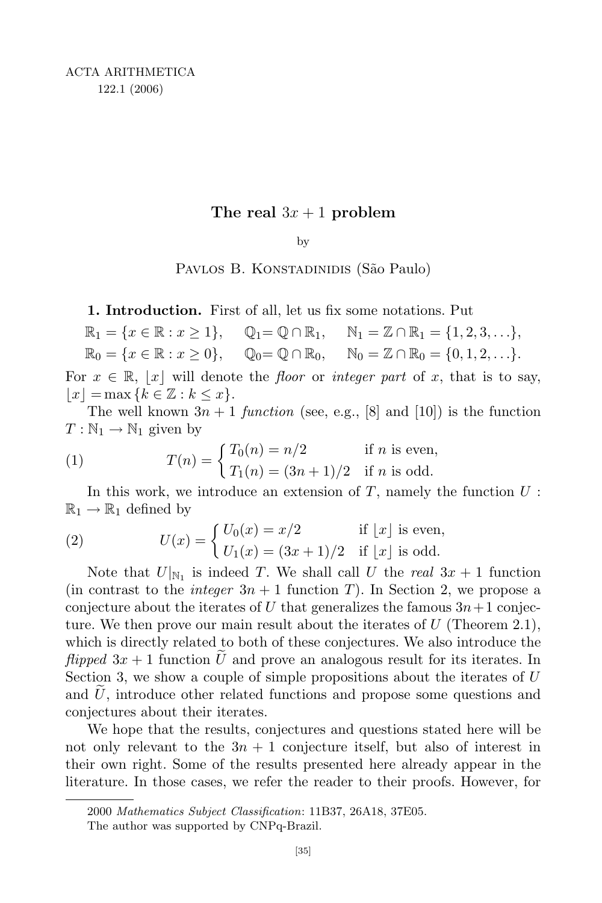# The real $3x + 1$ problem

by

Pavlos B. Konstadinidis (São Paulo)

**1. Introduction.** First of all, let us fix some notations. Put

$$\mathbb{R}_1 = \{x \in \mathbb{R} : x \geq 1\}, \quad \mathbb{Q}_1 = \mathbb{Q} \cap \mathbb{R}_1, \quad \mathbb{N}_1 = \mathbb{Z} \cap \mathbb{R}_1 = \{1, 2, 3, \ldots\},$$
$$\mathbb{R}_0 = \{x \in \mathbb{R} : x \geq 0\}, \quad \mathbb{Q}_0 = \mathbb{Q} \cap \mathbb{R}_0, \quad \mathbb{N}_0 = \mathbb{Z} \cap \mathbb{R}_0 = \{0, 1, 2, \ldots\}.$$

For $x \in \mathbb{R}$, $\lfloor x \rfloor$ will denote the *floor* or *integer part* of $x$, that is to say, $\lfloor x \rfloor = \max\{k \in \mathbb{Z} : k \leq x\}$.

The well known $3n + 1$ *function* (see, e.g., [8] and [10]) is the function $T : \mathbb{N}_1 \to \mathbb{N}_1$ given by

$$T(n) = \begin{cases} T_0(n) = n/2 & \text{if } n \text{ is even}, \\ T_1(n) = (3n + 1)/2 & \text{if } n \text{ is odd}. \end{cases} \tag{1}$$

In this work, we introduce an extension of $T$, namely the function $U : \mathbb{R}_1 \to \mathbb{R}_1$ defined by

$$U(x) = \begin{cases} U_0(x) = x/2 & \text{if } \lfloor x \rfloor \text{ is even}, \\ U_1(x) = (3x + 1)/2 & \text{if } \lfloor x \rfloor \text{ is odd}. \end{cases} \tag{2}$$

Note that $U|_{\mathbb{N}_1}$ is indeed $T$. We shall call $U$ the *real* $3x + 1$ function (in contrast to the *integer* $3n + 1$ function $T$). In Section 2, we propose a conjecture about the iterates of $U$ that generalizes the famous $3n+1$ conjecture. We then prove our main result about the iterates of $U$ (Theorem 2.1), which is directly related to both of these conjectures. We also introduce the *flipped* $3x + 1$ function $\widetilde{U}$ and prove an analogous result for its iterates. In Section 3, we show a couple of simple propositions about the iterates of $U$ and $\widetilde{U}$, introduce other related functions and propose some questions and conjectures about their iterates.

We hope that the results, conjectures and questions stated here will be not only relevant to the $3n + 1$ conjecture itself, but also of interest in their own right. Some of the results presented here already appear in the literature. In those cases, we refer the reader to their proofs. However, for

---

2000 *Mathematics Subject Classification*: 11B37, 26A18, 37E05.

The author was supported by CNPq-Brazil.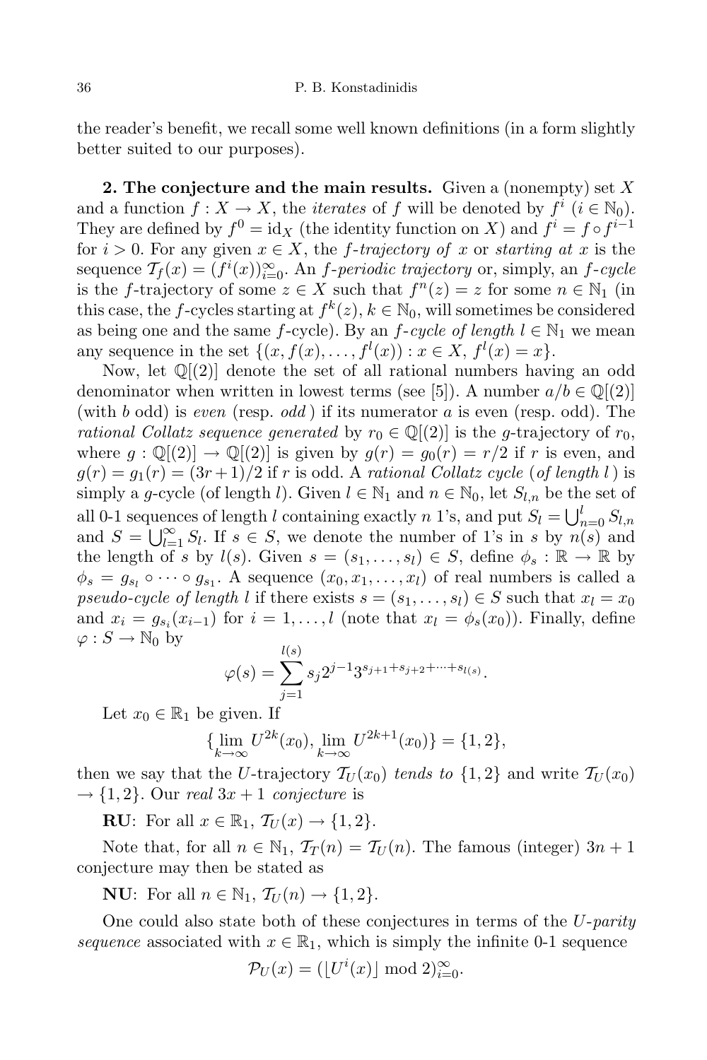the reader's benefit, we recall some well known definitions (in a form slightly better suited to our purposes).

**2. The conjecture and the main results.** Given a (nonempty) set $X$ and a function $f : X \to X$, the *iterates* of $f$ will be denoted by $f^i$ ($i \in \mathbb{N}_0$). They are defined by $f^0 = \mathrm{id}_X$ (the identity function on $X$) and $f^i = f \circ f^{i-1}$ for $i > 0$. For any given $x \in X$, the *$f$-trajectory of* $x$ or *starting at* $x$ is the sequence $\mathcal{T}_f(x) = (f^i(x))_{i=0}^{\infty}$. An *$f$-periodic trajectory* or, simply, an *$f$-cycle* is the $f$-trajectory of some $z \in X$ such that $f^n(z) = z$ for some $n \in \mathbb{N}_1$ (in this case, the $f$-cycles starting at $f^k(z)$, $k \in \mathbb{N}_0$, will sometimes be considered as being one and the same $f$-cycle). By an *$f$-cycle of length* $l \in \mathbb{N}_1$ we mean any sequence in the set $\{(x, f(x), \ldots, f^l(x)) : x \in X,\ f^l(x) = x\}$.

Now, let $\mathbb{Q}[(2)]$ denote the set of all rational numbers having an odd denominator when written in lowest terms (see [5]). A number $a/b \in \mathbb{Q}[(2)]$ (with $b$ odd) is *even* (resp. *odd*) if its numerator $a$ is even (resp. odd). The *rational Collatz sequence generated* by $r_0 \in \mathbb{Q}[(2)]$ is the $g$-trajectory of $r_0$, where $g : \mathbb{Q}[(2)] \to \mathbb{Q}[(2)]$ is given by $g(r) = g_0(r) = r/2$ if $r$ is even, and $g(r) = g_1(r) = (3r+1)/2$ if $r$ is odd. A *rational Collatz cycle* (*of length* $l$) is simply a $g$-cycle (of length $l$). Given $l \in \mathbb{N}_1$ and $n \in \mathbb{N}_0$, let $S_{l,n}$ be the set of all 0-1 sequences of length $l$ containing exactly $n$ 1's, and put $S_l = \bigcup_{n=0}^{l} S_{l,n}$ and $S = \bigcup_{l=1}^{\infty} S_l$. If $s \in S$, we denote the number of 1's in $s$ by $n(s)$ and the length of $s$ by $l(s)$. Given $s = (s_1, \ldots, s_l) \in S$, define $\phi_s : \mathbb{R} \to \mathbb{R}$ by $\phi_s = g_{s_l} \circ \cdots \circ g_{s_1}$. A sequence $(x_0, x_1, \ldots, x_l)$ of real numbers is called a *pseudo-cycle of length* $l$ if there exists $s = (s_1, \ldots, s_l) \in S$ such that $x_l = x_0$ and $x_i = g_{s_i}(x_{i-1})$ for $i = 1, \ldots, l$ (note that $x_l = \phi_s(x_0)$). Finally, define $\varphi : S \to \mathbb{N}_0$ by

$$\varphi(s) = \sum_{j=1}^{l(s)} s_j 2^{j-1} 3^{s_{j+1}+s_{j+2}+\cdots+s_{l(s)}}.$$

Let $x_0 \in \mathbb{R}_1$ be given. If

$$\{\lim_{k\to\infty} U^{2k}(x_0), \lim_{k\to\infty} U^{2k+1}(x_0)\} = \{1, 2\},$$

then we say that the $U$-trajectory $\mathcal{T}_U(x_0)$ *tends to* $\{1,2\}$ and write $\mathcal{T}_U(x_0) \to \{1,2\}$. Our *real* $3x+1$ *conjecture* is

**RU**: For all $x \in \mathbb{R}_1$, $\mathcal{T}_U(x) \to \{1,2\}$.

Note that, for all $n \in \mathbb{N}_1$, $\mathcal{T}_T(n) = \mathcal{T}_U(n)$. The famous (integer) $3n+1$ conjecture may then be stated as

**NU**: For all $n \in \mathbb{N}_1$, $\mathcal{T}_U(n) \to \{1,2\}$.

One could also state both of these conjectures in terms of the *$U$-parity sequence* associated with $x \in \mathbb{R}_1$, which is simply the infinite 0-1 sequence

$$\mathcal{P}_U(x) = (\lfloor U^i(x) \rfloor \bmod 2)_{i=0}^{\infty}.$$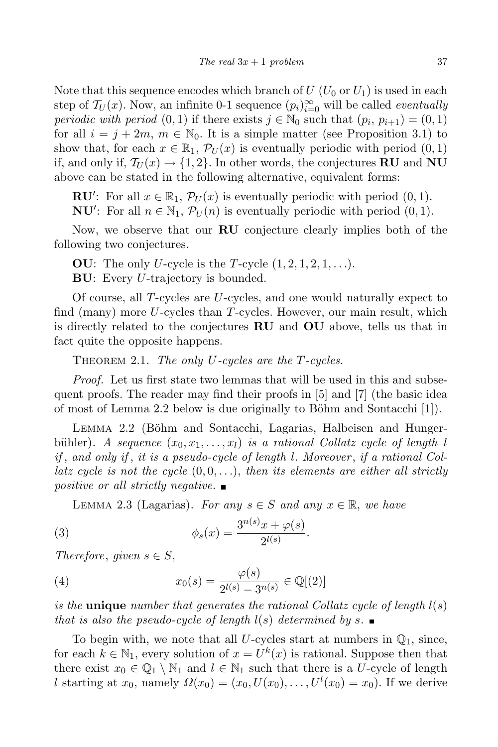Note that this sequence encodes which branch of $U$ ($U_0$ or $U_1$) is used in each step of $\mathcal{T}_U(x)$. Now, an infinite 0-1 sequence $(p_i)_{i=0}^{\infty}$ will be called *eventually periodic with period* $(0,1)$ if there exists $j \in \mathbb{N}_0$ such that $(p_i, p_{i+1}) = (0,1)$ for all $i = j + 2m$, $m \in \mathbb{N}_0$. It is a simple matter (see Proposition 3.1) to show that, for each $x \in \mathbb{R}_1$, $\mathcal{P}_U(x)$ is eventually periodic with period $(0,1)$ if, and only if, $\mathcal{T}_U(x) \to \{1,2\}$. In other words, the conjectures **RU** and **NU** above can be stated in the following alternative, equivalent forms:

**RU′**: For all $x \in \mathbb{R}_1$, $\mathcal{P}_U(x)$ is eventually periodic with period $(0,1)$.

**NU′**: For all $n \in \mathbb{N}_1$, $\mathcal{P}_U(n)$ is eventually periodic with period $(0,1)$.

Now, we observe that our **RU** conjecture clearly implies both of the following two conjectures.

**OU**: The only $U$-cycle is the $T$-cycle $(1,2,1,2,1,\ldots)$.

**BU**: Every $U$-trajectory is bounded.

Of course, all $T$-cycles are $U$-cycles, and one would naturally expect to find (many) more $U$-cycles than $T$-cycles. However, our main result, which is directly related to the conjectures **RU** and **OU** above, tells us that in fact quite the opposite happens.

Theorem 2.1. *The only $U$-cycles are the $T$-cycles.*

*Proof.* Let us first state two lemmas that will be used in this and subsequent proofs. The reader may find their proofs in [5] and [7] (the basic idea of most of Lemma 2.2 below is due originally to Böhm and Sontacchi [1]).

Lemma 2.2 (Böhm and Sontacchi, Lagarias, Halbeisen and Hungerbühler). *A sequence $(x_0, x_1, \ldots, x_l)$ is a rational Collatz cycle of length $l$ if, and only if, it is a pseudo-cycle of length $l$. Moreover, if a rational Collatz cycle is not the cycle $(0,0,\ldots)$, then its elements are either all strictly positive or all strictly negative.* ∎

Lemma 2.3 (Lagarias). *For any $s \in S$ and any $x \in \mathbb{R}$, we have*

$$\phi_s(x) = \frac{3^{n(s)}x + \varphi(s)}{2^{l(s)}}. \tag{3}$$

*Therefore, given $s \in S$,*

$$x_0(s) = \frac{\varphi(s)}{2^{l(s)} - 3^{n(s)}} \in \mathbb{Q}[(2)] \tag{4}$$

*is the **unique** number that generates the rational Collatz cycle of length $l(s)$ that is also the pseudo-cycle of length $l(s)$ determined by $s$.* ∎

To begin with, we note that all $U$-cycles start at numbers in $\mathbb{Q}_1$, since, for each $k \in \mathbb{N}_1$, every solution of $x = U^k(x)$ is rational. Suppose then that there exist $x_0 \in \mathbb{Q}_1 \setminus \mathbb{N}_1$ and $l \in \mathbb{N}_1$ such that there is a $U$-cycle of length $l$ starting at $x_0$, namely $\Omega(x_0) = (x_0, U(x_0), \ldots, U^l(x_0) = x_0)$. If we derive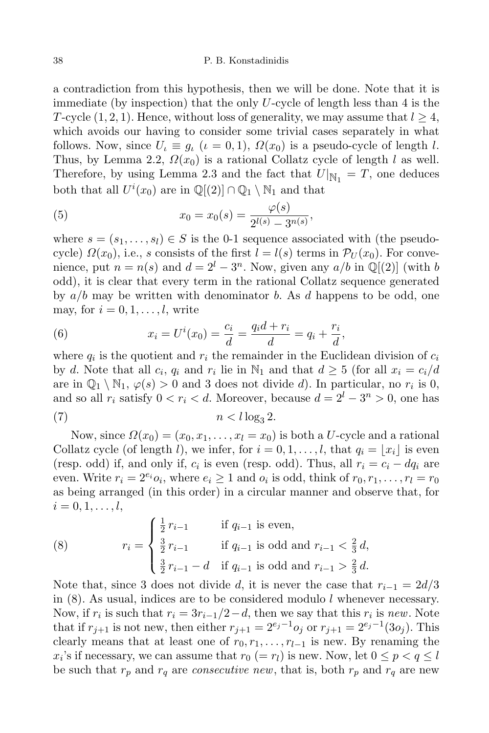a contradiction from this hypothesis, then we will be done. Note that it is immediate (by inspection) that the only $U$-cycle of length less than 4 is the $T$-cycle $(1, 2, 1)$. Hence, without loss of generality, we may assume that $l \geq 4$, which avoids our having to consider some trivial cases separately in what follows. Now, since $U_\iota \equiv g_\iota$ ($\iota = 0, 1$), $\Omega(x_0)$ is a pseudo-cycle of length $l$. Thus, by Lemma 2.2, $\Omega(x_0)$ is a rational Collatz cycle of length $l$ as well. Therefore, by using Lemma 2.3 and the fact that $U|_{\mathbb{N}_1} = T$, one deduces both that all $U^i(x_0)$ are in $\mathbb{Q}[(2)] \cap \mathbb{Q}_1 \setminus \mathbb{N}_1$ and that

$$x_0 = x_0(s) = \frac{\varphi(s)}{2^{l(s)} - 3^{n(s)}}, \tag{5}$$

where $s = (s_1, \ldots, s_l) \in S$ is the 0-1 sequence associated with (the pseudo-cycle) $\Omega(x_0)$, i.e., $s$ consists of the first $l = l(s)$ terms in $\mathcal{P}_U(x_0)$. For convenience, put $n = n(s)$ and $d = 2^l - 3^n$. Now, given any $a/b$ in $\mathbb{Q}[(2)]$ (with $b$ odd), it is clear that every term in the rational Collatz sequence generated by $a/b$ may be written with denominator $b$. As $d$ happens to be odd, one may, for $i = 0, 1, \ldots, l$, write

$$x_i = U^i(x_0) = \frac{c_i}{d} = \frac{q_i d + r_i}{d} = q_i + \frac{r_i}{d}, \tag{6}$$

where $q_i$ is the quotient and $r_i$ the remainder in the Euclidean division of $c_i$ by $d$. Note that all $c_i$, $q_i$ and $r_i$ lie in $\mathbb{N}_1$ and that $d \geq 5$ (for all $x_i = c_i/d$ are in $\mathbb{Q}_1 \setminus \mathbb{N}_1$, $\varphi(s) > 0$ and 3 does not divide $d$). In particular, no $r_i$ is 0, and so all $r_i$ satisfy $0 < r_i < d$. Moreover, because $d = 2^l - 3^n > 0$, one has

$$n < l \log_3 2. \tag{7}$$

Now, since $\Omega(x_0) = (x_0, x_1, \ldots, x_l = x_0)$ is both a $U$-cycle and a rational Collatz cycle (of length $l$), we infer, for $i = 0, 1, \ldots, l$, that $q_i = \lfloor x_i \rfloor$ is even (resp. odd) if, and only if, $c_i$ is even (resp. odd). Thus, all $r_i = c_i - dq_i$ are even. Write $r_i = 2^{e_i} o_i$, where $e_i \geq 1$ and $o_i$ is odd, think of $r_0, r_1, \ldots, r_l = r_0$ as being arranged (in this order) in a circular manner and observe that, for $i = 0, 1, \ldots, l$,

$$r_i = \begin{cases} \frac{1}{2}\, r_{i-1} & \text{if } q_{i-1} \text{ is even,} \\ \frac{3}{2}\, r_{i-1} & \text{if } q_{i-1} \text{ is odd and } r_{i-1} < \frac{2}{3}\, d, \\ \frac{3}{2}\, r_{i-1} - d & \text{if } q_{i-1} \text{ is odd and } r_{i-1} > \frac{2}{3}\, d. \end{cases} \tag{8}$$

Note that, since 3 does not divide $d$, it is never the case that $r_{i-1} = 2d/3$ in (8). As usual, indices are to be considered modulo $l$ whenever necessary. Now, if $r_i$ is such that $r_i = 3r_{i-1}/2 - d$, then we say that this $r_i$ is *new*. Note that if $r_{j+1}$ is not new, then either $r_{j+1} = 2^{e_j - 1} o_j$ or $r_{j+1} = 2^{e_j - 1}(3o_j)$. This clearly means that at least one of $r_0, r_1, \ldots, r_{l-1}$ is new. By renaming the $x_i$'s if necessary, we can assume that $r_0$ ($= r_l$) is new. Now, let $0 \leq p < q \leq l$ be such that $r_p$ and $r_q$ are *consecutive new*, that is, both $r_p$ and $r_q$ are new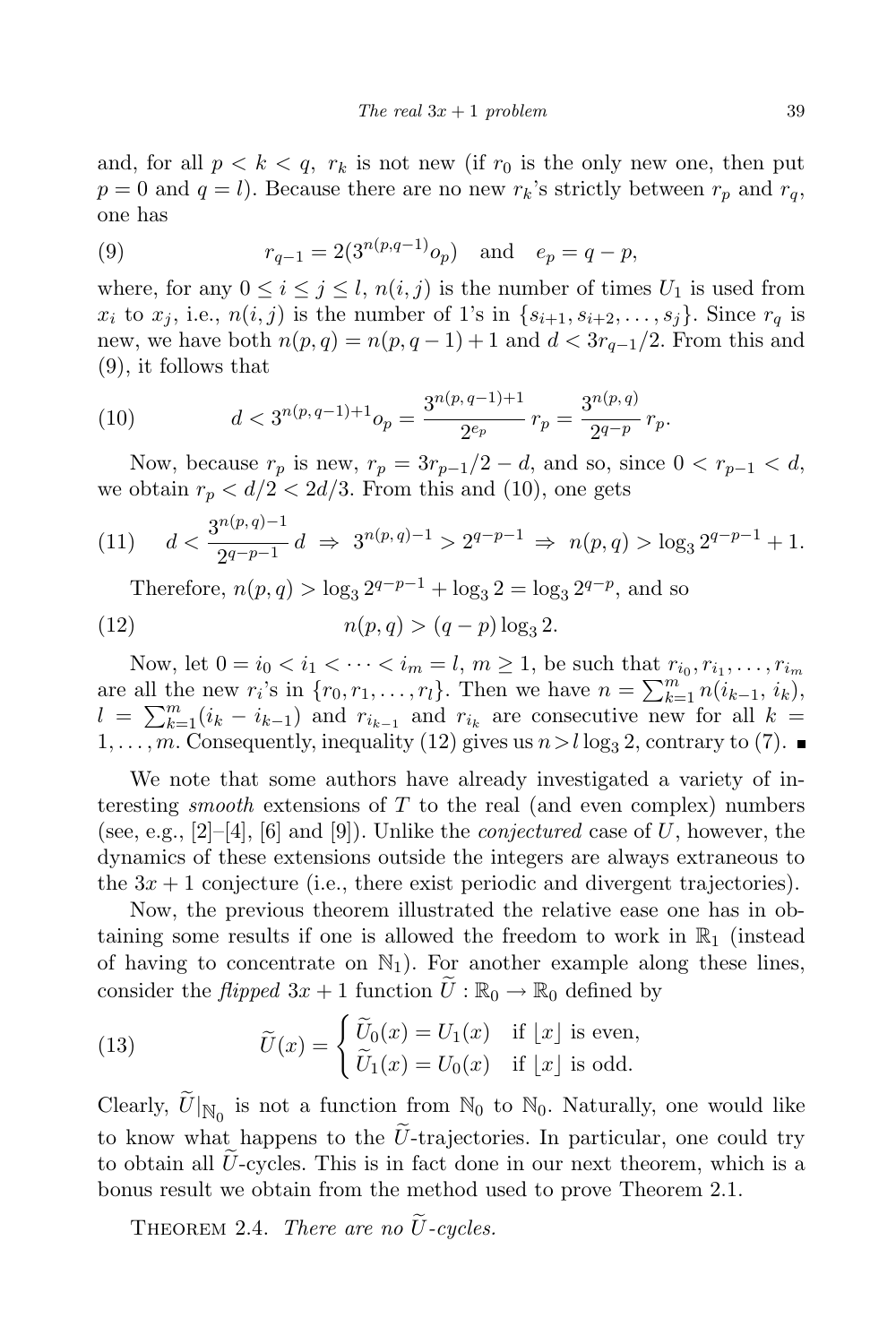and, for all $p < k < q$, $r_k$ is not new (if $r_0$ is the only new one, then put $p = 0$ and $q = l$). Because there are no new $r_k$'s strictly between $r_p$ and $r_q$, one has

$$r_{q-1} = 2(3^{n(p,q-1)} o_p) \quad \text{and} \quad e_p = q - p, \tag{9}$$

where, for any $0 \le i \le j \le l$, $n(i,j)$ is the number of times $U_1$ is used from $x_i$ to $x_j$, i.e., $n(i,j)$ is the number of 1's in $\{s_{i+1}, s_{i+2}, \ldots, s_j\}$. Since $r_q$ is new, we have both $n(p,q) = n(p,q-1) + 1$ and $d < 3r_{q-1}/2$. From this and (9), it follows that

$$d < 3^{n(p,q-1)+1} o_p = \frac{3^{n(p,q-1)+1}}{2^{e_p}}\, r_p = \frac{3^{n(p,q)}}{2^{q-p}}\, r_p. \tag{10}$$

Now, because $r_p$ is new, $r_p = 3r_{p-1}/2 - d$, and so, since $0 < r_{p-1} < d$, we obtain $r_p < d/2 < 2d/3$. From this and (10), one gets

$$d < \frac{3^{n(p,q)-1}}{2^{q-p-1}}\, d \;\Rightarrow\; 3^{n(p,q)-1} > 2^{q-p-1} \;\Rightarrow\; n(p,q) > \log_3 2^{q-p-1} + 1. \tag{11}$$

Therefore, $n(p,q) > \log_3 2^{q-p-1} + \log_3 2 = \log_3 2^{q-p}$, and so

$$n(p,q) > (q-p)\log_3 2. \tag{12}$$

Now, let $0 = i_0 < i_1 < \cdots < i_m = l$, $m \ge 1$, be such that $r_{i_0}, r_{i_1}, \ldots, r_{i_m}$ are all the new $r_i$'s in $\{r_0, r_1, \ldots, r_l\}$. Then we have $n = \sum_{k=1}^{m} n(i_{k-1}, i_k)$, $l = \sum_{k=1}^{m} (i_k - i_{k-1})$ and $r_{i_{k-1}}$ and $r_{i_k}$ are consecutive new for all $k = 1, \ldots, m$. Consequently, inequality (12) gives us $n > l \log_3 2$, contrary to (7). ∎

We note that some authors have already investigated a variety of interesting *smooth* extensions of $T$ to the real (and even complex) numbers (see, e.g., [2]–[4], [6] and [9]). Unlike the *conjectured* case of $U$, however, the dynamics of these extensions outside the integers are always extraneous to the $3x+1$ conjecture (i.e., there exist periodic and divergent trajectories).

Now, the previous theorem illustrated the relative ease one has in obtaining some results if one is allowed the freedom to work in $\mathbb{R}_1$ (instead of having to concentrate on $\mathbb{N}_1$). For another example along these lines, consider the *flipped* $3x+1$ function $\widetilde{U} : \mathbb{R}_0 \to \mathbb{R}_0$ defined by

$$\widetilde{U}(x) = \begin{cases} \widetilde{U}_0(x) = U_1(x) & \text{if } \lfloor x \rfloor \text{ is even,} \\ \widetilde{U}_1(x) = U_0(x) & \text{if } \lfloor x \rfloor \text{ is odd.} \end{cases} \tag{13}$$

Clearly, $\widetilde{U}|_{\mathbb{N}_0}$ is not a function from $\mathbb{N}_0$ to $\mathbb{N}_0$. Naturally, one would like to know what happens to the $\widetilde{U}$-trajectories. In particular, one could try to obtain all $\widetilde{U}$-cycles. This is in fact done in our next theorem, which is a bonus result we obtain from the method used to prove Theorem 2.1.

THEOREM 2.4. *There are no $\widetilde{U}$-cycles.*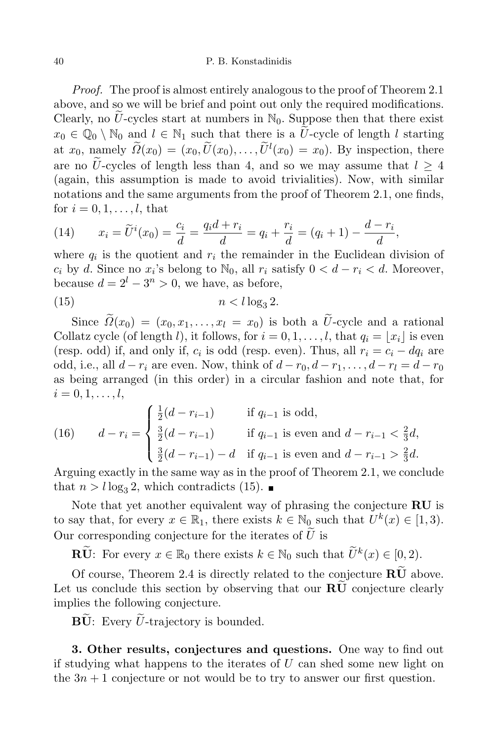*Proof.* The proof is almost entirely analogous to the proof of Theorem 2.1 above, and so we will be brief and point out only the required modifications. Clearly, no $\widetilde{U}$-cycles start at numbers in $\mathbb{N}_0$. Suppose then that there exist $x_0 \in \mathbb{Q}_0 \setminus \mathbb{N}_0$ and $l \in \mathbb{N}_1$ such that there is a $\widetilde{U}$-cycle of length $l$ starting at $x_0$, namely $\widetilde{\Omega}(x_0) = (x_0, \widetilde{U}(x_0), \ldots, \widetilde{U}^l(x_0) = x_0)$. By inspection, there are no $\widetilde{U}$-cycles of length less than 4, and so we may assume that $l \geq 4$ (again, this assumption is made to avoid trivialities). Now, with similar notations and the same arguments from the proof of Theorem 2.1, one finds, for $i = 0, 1, \ldots, l$, that

$$(14) \qquad x_i = \widetilde{U}^i(x_0) = \frac{c_i}{d} = \frac{q_i d + r_i}{d} = q_i + \frac{r_i}{d} = (q_i + 1) - \frac{d - r_i}{d},$$

where $q_i$ is the quotient and $r_i$ the remainder in the Euclidean division of $c_i$ by $d$. Since no $x_i$'s belong to $\mathbb{N}_0$, all $r_i$ satisfy $0 < d - r_i < d$. Moreover, because $d = 2^l - 3^n > 0$, we have, as before,

$$(15) \qquad n < l \log_3 2.$$

Since $\widetilde{\Omega}(x_0) = (x_0, x_1, \ldots, x_l = x_0)$ is both a $\widetilde{U}$-cycle and a rational Collatz cycle (of length $l$), it follows, for $i = 0, 1, \ldots, l$, that $q_i = \lfloor x_i \rfloor$ is even (resp. odd) if, and only if, $c_i$ is odd (resp. even). Thus, all $r_i = c_i - dq_i$ are odd, i.e., all $d - r_i$ are even. Now, think of $d - r_0, d - r_1, \ldots, d - r_l = d - r_0$ as being arranged (in this order) in a circular fashion and note that, for $i = 0, 1, \ldots, l$,

$$(16) \qquad d - r_i = \begin{cases} \frac{1}{2}(d - r_{i-1}) & \text{if } q_{i-1} \text{ is odd,} \\ \frac{3}{2}(d - r_{i-1}) & \text{if } q_{i-1} \text{ is even and } d - r_{i-1} < \frac{2}{3}d, \\ \frac{3}{2}(d - r_{i-1}) - d & \text{if } q_{i-1} \text{ is even and } d - r_{i-1} > \frac{2}{3}d. \end{cases}$$

Arguing exactly in the same way as in the proof of Theorem 2.1, we conclude that $n > l \log_3 2$, which contradicts (15). ■

Note that yet another equivalent way of phrasing the conjecture **RU** is to say that, for every $x \in \mathbb{R}_1$, there exists $k \in \mathbb{N}_0$ such that $U^k(x) \in [1, 3)$. Our corresponding conjecture for the iterates of $\widetilde{U}$ is

**R$\widetilde{\mathbf{U}}$**: For every $x \in \mathbb{R}_0$ there exists $k \in \mathbb{N}_0$ such that $\widetilde{U}^k(x) \in [0, 2)$.

Of course, Theorem 2.4 is directly related to the conjecture **R$\widetilde{\mathbf{U}}$** above. Let us conclude this section by observing that our **R$\widetilde{\mathbf{U}}$** conjecture clearly implies the following conjecture.

**B$\widetilde{\mathbf{U}}$**: Every $\widetilde{U}$-trajectory is bounded.

**3. Other results, conjectures and questions.** One way to find out if studying what happens to the iterates of $U$ can shed some new light on the $3n + 1$ conjecture or not would be to try to answer our first question.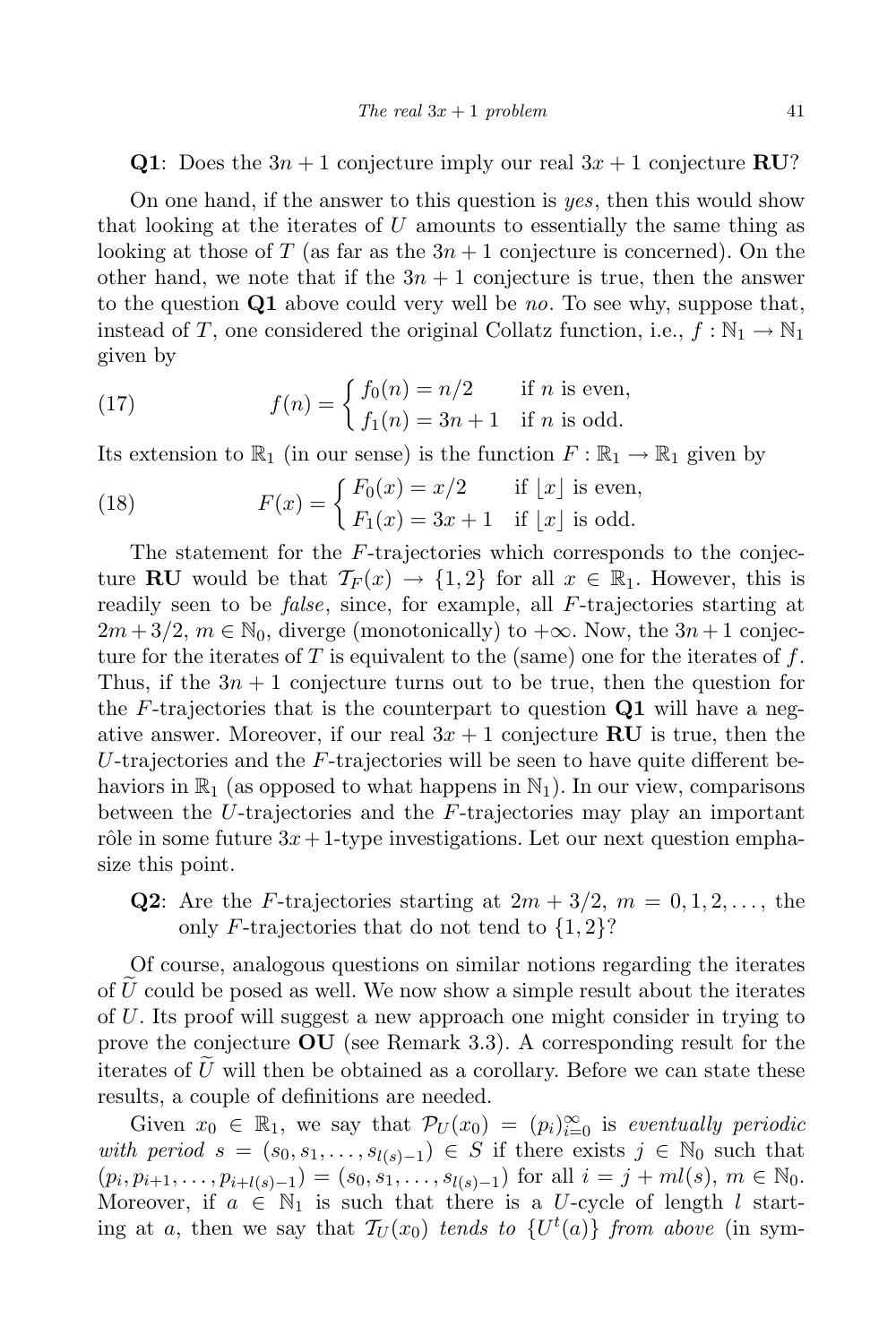**Q1**: Does the $3n+1$ conjecture imply our real $3x+1$ conjecture **RU**?

On one hand, if the answer to this question is *yes*, then this would show that looking at the iterates of $U$ amounts to essentially the same thing as looking at those of $T$ (as far as the $3n+1$ conjecture is concerned). On the other hand, we note that if the $3n+1$ conjecture is true, then the answer to the question **Q1** above could very well be *no*. To see why, suppose that, instead of $T$, one considered the original Collatz function, i.e., $f : \mathbb{N}_1 \to \mathbb{N}_1$ given by

$$f(n) = \begin{cases} f_0(n) = n/2 & \text{if } n \text{ is even,} \\ f_1(n) = 3n+1 & \text{if } n \text{ is odd.} \end{cases} \tag{17}$$

Its extension to $\mathbb{R}_1$ (in our sense) is the function $F : \mathbb{R}_1 \to \mathbb{R}_1$ given by

$$F(x) = \begin{cases} F_0(x) = x/2 & \text{if } \lfloor x \rfloor \text{ is even,} \\ F_1(x) = 3x+1 & \text{if } \lfloor x \rfloor \text{ is odd.} \end{cases} \tag{18}$$

The statement for the $F$-trajectories which corresponds to the conjecture **RU** would be that $\mathcal{T}_F(x) \to \{1,2\}$ for all $x \in \mathbb{R}_1$. However, this is readily seen to be *false*, since, for example, all $F$-trajectories starting at $2m+3/2$, $m \in \mathbb{N}_0$, diverge (monotonically) to $+\infty$. Now, the $3n+1$ conjecture for the iterates of $T$ is equivalent to the (same) one for the iterates of $f$. Thus, if the $3n+1$ conjecture turns out to be true, then the question for the $F$-trajectories that is the counterpart to question **Q1** will have a negative answer. Moreover, if our real $3x+1$ conjecture **RU** is true, then the $U$-trajectories and the $F$-trajectories will be seen to have quite different behaviors in $\mathbb{R}_1$ (as opposed to what happens in $\mathbb{N}_1$). In our view, comparisons between the $U$-trajectories and the $F$-trajectories may play an important rôle in some future $3x+1$-type investigations. Let our next question emphasize this point.

**Q2**: Are the $F$-trajectories starting at $2m+3/2$, $m = 0,1,2,\ldots$, the only $F$-trajectories that do not tend to $\{1,2\}$?

Of course, analogous questions on similar notions regarding the iterates of $\widetilde{U}$ could be posed as well. We now show a simple result about the iterates of $U$. Its proof will suggest a new approach one might consider in trying to prove the conjecture **OU** (see Remark 3.3). A corresponding result for the iterates of $\widetilde{U}$ will then be obtained as a corollary. Before we can state these results, a couple of definitions are needed.

Given $x_0 \in \mathbb{R}_1$, we say that $\mathcal{P}_U(x_0) = (p_i)_{i=0}^{\infty}$ is *eventually periodic with period* $s = (s_0, s_1, \ldots, s_{l(s)-1}) \in S$ if there exists $j \in \mathbb{N}_0$ such that $(p_i, p_{i+1}, \ldots, p_{i+l(s)-1}) = (s_0, s_1, \ldots, s_{l(s)-1})$ for all $i = j + ml(s)$, $m \in \mathbb{N}_0$. Moreover, if $a \in \mathbb{N}_1$ is such that there is a $U$-cycle of length $l$ starting at $a$, then we say that $\mathcal{T}_U(x_0)$ *tends to* $\{U^t(a)\}$ *from above* (in sym-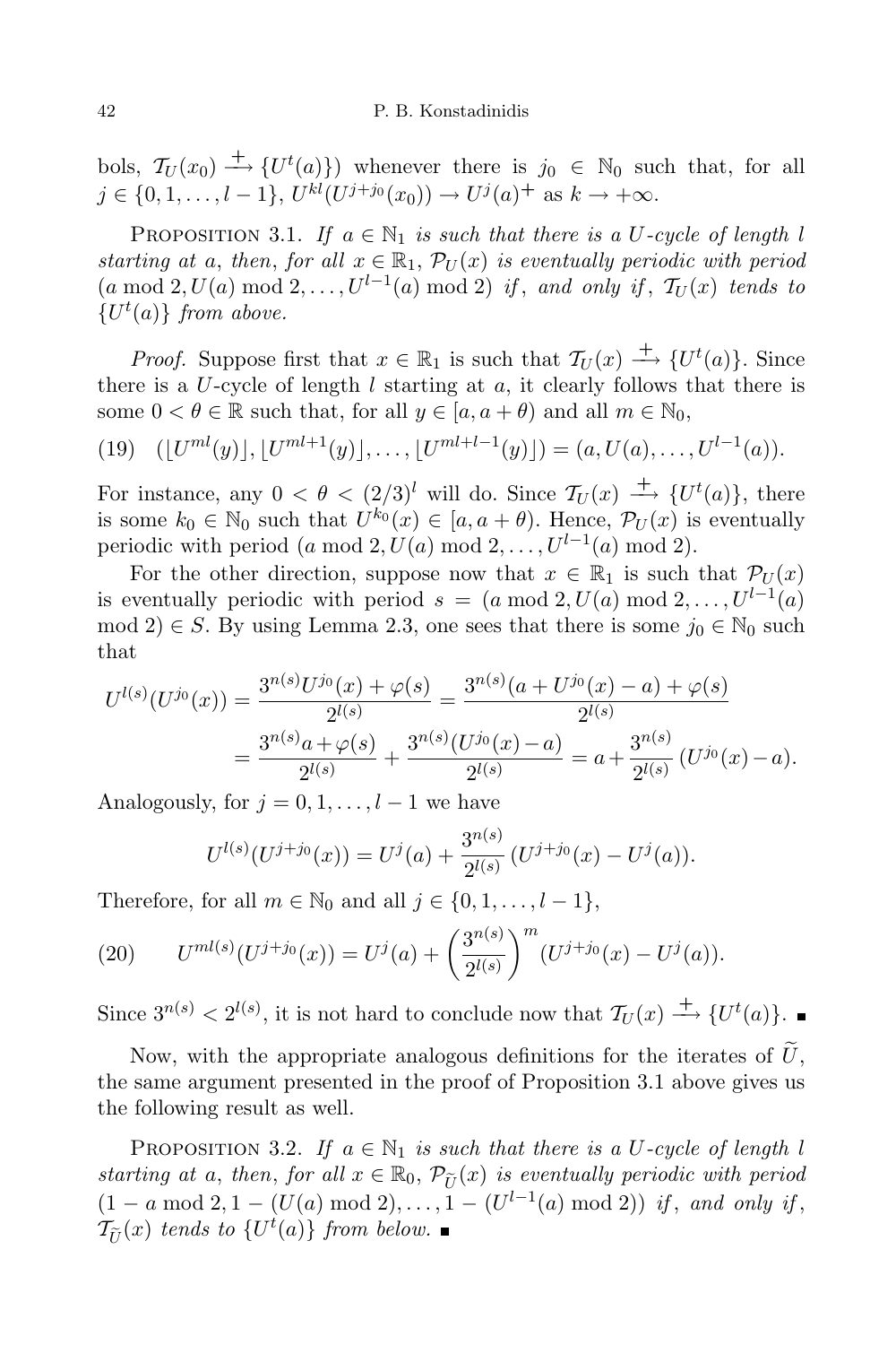bols, $\mathcal{T}_U(x_0) \xrightarrow{+} \{U^t(a)\}$) whenever there is $j_0 \in \mathbb{N}_0$ such that, for all $j \in \{0, 1, \ldots, l-1\}$, $U^{kl}(U^{j+j_0}(x_0)) \to U^j(a)^+$ as $k \to +\infty$.

Proposition 3.1. *If $a \in \mathbb{N}_1$ is such that there is a $U$-cycle of length $l$ starting at $a$, then, for all $x \in \mathbb{R}_1$, $\mathcal{P}_U(x)$ is eventually periodic with period $(a \bmod 2, U(a) \bmod 2, \ldots, U^{l-1}(a) \bmod 2)$ if, and only if, $\mathcal{T}_U(x)$ tends to $\{U^t(a)\}$ from above.*

*Proof.* Suppose first that $x \in \mathbb{R}_1$ is such that $\mathcal{T}_U(x) \xrightarrow{+} \{U^t(a)\}$. Since there is a $U$-cycle of length $l$ starting at $a$, it clearly follows that there is some $0 < \theta \in \mathbb{R}$ such that, for all $y \in [a, a+\theta)$ and all $m \in \mathbb{N}_0$,

$$(19) \quad (\lfloor U^{ml}(y) \rfloor, \lfloor U^{ml+1}(y) \rfloor, \ldots, \lfloor U^{ml+l-1}(y) \rfloor) = (a, U(a), \ldots, U^{l-1}(a)).$$

For instance, any $0 < \theta < (2/3)^l$ will do. Since $\mathcal{T}_U(x) \xrightarrow{+} \{U^t(a)\}$, there is some $k_0 \in \mathbb{N}_0$ such that $U^{k_0}(x) \in [a, a+\theta)$. Hence, $\mathcal{P}_U(x)$ is eventually periodic with period $(a \bmod 2, U(a) \bmod 2, \ldots, U^{l-1}(a) \bmod 2)$.

For the other direction, suppose now that $x \in \mathbb{R}_1$ is such that $\mathcal{P}_U(x)$ is eventually periodic with period $s = (a \bmod 2, U(a) \bmod 2, \ldots, U^{l-1}(a) \bmod 2) \in S$. By using Lemma 2.3, one sees that there is some $j_0 \in \mathbb{N}_0$ such that

$$\begin{aligned} U^{l(s)}(U^{j_0}(x)) &= \frac{3^{n(s)}U^{j_0}(x) + \varphi(s)}{2^{l(s)}} = \frac{3^{n(s)}(a + U^{j_0}(x) - a) + \varphi(s)}{2^{l(s)}} \\ &= \frac{3^{n(s)}a + \varphi(s)}{2^{l(s)}} + \frac{3^{n(s)}(U^{j_0}(x) - a)}{2^{l(s)}} = a + \frac{3^{n(s)}}{2^{l(s)}}\,(U^{j_0}(x) - a). \end{aligned}$$

Analogously, for $j = 0, 1, \ldots, l-1$ we have

$$U^{l(s)}(U^{j+j_0}(x)) = U^j(a) + \frac{3^{n(s)}}{2^{l(s)}}\,(U^{j+j_0}(x) - U^j(a)).$$

Therefore, for all $m \in \mathbb{N}_0$ and all $j \in \{0, 1, \ldots, l-1\}$,

$$(20) \qquad U^{ml(s)}(U^{j+j_0}(x)) = U^j(a) + \left(\frac{3^{n(s)}}{2^{l(s)}}\right)^m (U^{j+j_0}(x) - U^j(a)).$$

Since $3^{n(s)} < 2^{l(s)}$, it is not hard to conclude now that $\mathcal{T}_U(x) \xrightarrow{+} \{U^t(a)\}$. ∎

Now, with the appropriate analogous definitions for the iterates of $\widetilde{U}$, the same argument presented in the proof of Proposition 3.1 above gives us the following result as well.

Proposition 3.2. *If $a \in \mathbb{N}_1$ is such that there is a $U$-cycle of length $l$ starting at $a$, then, for all $x \in \mathbb{R}_0$, $\mathcal{P}_{\widetilde{U}}(x)$ is eventually periodic with period $(1 - a \bmod 2, 1 - (U(a) \bmod 2), \ldots, 1 - (U^{l-1}(a) \bmod 2))$ if, and only if, $\mathcal{T}_{\widetilde{U}}(x)$ tends to $\{U^t(a)\}$ from below.* ∎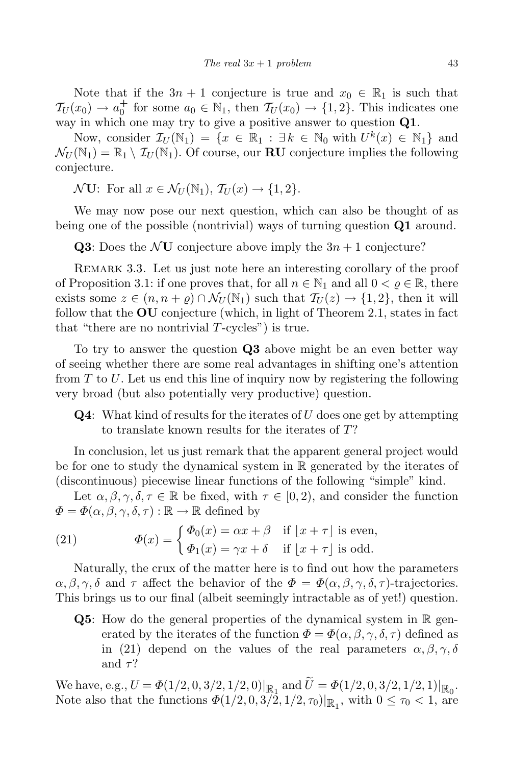Note that if the $3n+1$ conjecture is true and $x_0 \in \mathbb{R}_1$ is such that $\mathcal{T}_U(x_0) \to a_0^+$ for some $a_0 \in \mathbb{N}_1$, then $\mathcal{T}_U(x_0) \to \{1, 2\}$. This indicates one way in which one may try to give a positive answer to question **Q1**.

Now, consider $\mathcal{I}_U(\mathbb{N}_1) = \{x \in \mathbb{R}_1 : \exists\, k \in \mathbb{N}_0 \text{ with } U^k(x) \in \mathbb{N}_1\}$ and $\mathcal{N}_U(\mathbb{N}_1) = \mathbb{R}_1 \setminus \mathcal{I}_U(\mathbb{N}_1)$. Of course, our **RU** conjecture implies the following conjecture.

$\mathcal{N}$**U**: For all $x \in \mathcal{N}_U(\mathbb{N}_1)$, $\mathcal{T}_U(x) \to \{1, 2\}$.

We may now pose our next question, which can also be thought of as being one of the possible (nontrivial) ways of turning question **Q1** around.

**Q3**: Does the $\mathcal{N}$**U** conjecture above imply the $3n+1$ conjecture?

Remark 3.3. Let us just note here an interesting corollary of the proof of Proposition 3.1: if one proves that, for all $n \in \mathbb{N}_1$ and all $0 < \varrho \in \mathbb{R}$, there exists some $z \in (n, n+\varrho) \cap \mathcal{N}_U(\mathbb{N}_1)$ such that $\mathcal{T}_U(z) \to \{1, 2\}$, then it will follow that the **OU** conjecture (which, in light of Theorem 2.1, states in fact that "there are no nontrivial $T$-cycles") is true.

To try to answer the question **Q3** above might be an even better way of seeing whether there are some real advantages in shifting one's attention from $T$ to $U$. Let us end this line of inquiry now by registering the following very broad (but also potentially very productive) question.

**Q4**: What kind of results for the iterates of $U$ does one get by attempting to translate known results for the iterates of $T$?

In conclusion, let us just remark that the apparent general project would be for one to study the dynamical system in $\mathbb{R}$ generated by the iterates of (discontinuous) piecewise linear functions of the following "simple" kind.

Let $\alpha, \beta, \gamma, \delta, \tau \in \mathbb{R}$ be fixed, with $\tau \in [0, 2)$, and consider the function $\Phi = \Phi(\alpha, \beta, \gamma, \delta, \tau) : \mathbb{R} \to \mathbb{R}$ defined by

$$\Phi(x) = \begin{cases} \Phi_0(x) = \alpha x + \beta & \text{if } \lfloor x + \tau \rfloor \text{ is even,} \\ \Phi_1(x) = \gamma x + \delta & \text{if } \lfloor x + \tau \rfloor \text{ is odd.} \end{cases} \tag{21}$$

Naturally, the crux of the matter here is to find out how the parameters $\alpha, \beta, \gamma, \delta$ and $\tau$ affect the behavior of the $\Phi = \Phi(\alpha, \beta, \gamma, \delta, \tau)$-trajectories. This brings us to our final (albeit seemingly intractable as of yet!) question.

**Q5**: How do the general properties of the dynamical system in $\mathbb{R}$ generated by the iterates of the function $\Phi = \Phi(\alpha, \beta, \gamma, \delta, \tau)$ defined as in (21) depend on the values of the real parameters $\alpha, \beta, \gamma, \delta$ and $\tau$?

We have, e.g., $U = \Phi(1/2, 0, 3/2, 1/2, 0)|_{\mathbb{R}_1}$ and $\widetilde{U} = \Phi(1/2, 0, 3/2, 1/2, 1)|_{\mathbb{R}_0}$. Note also that the functions $\Phi(1/2, 0, 3/2, 1/2, \tau_0)|_{\mathbb{R}_1}$, with $0 \leq \tau_0 < 1$, are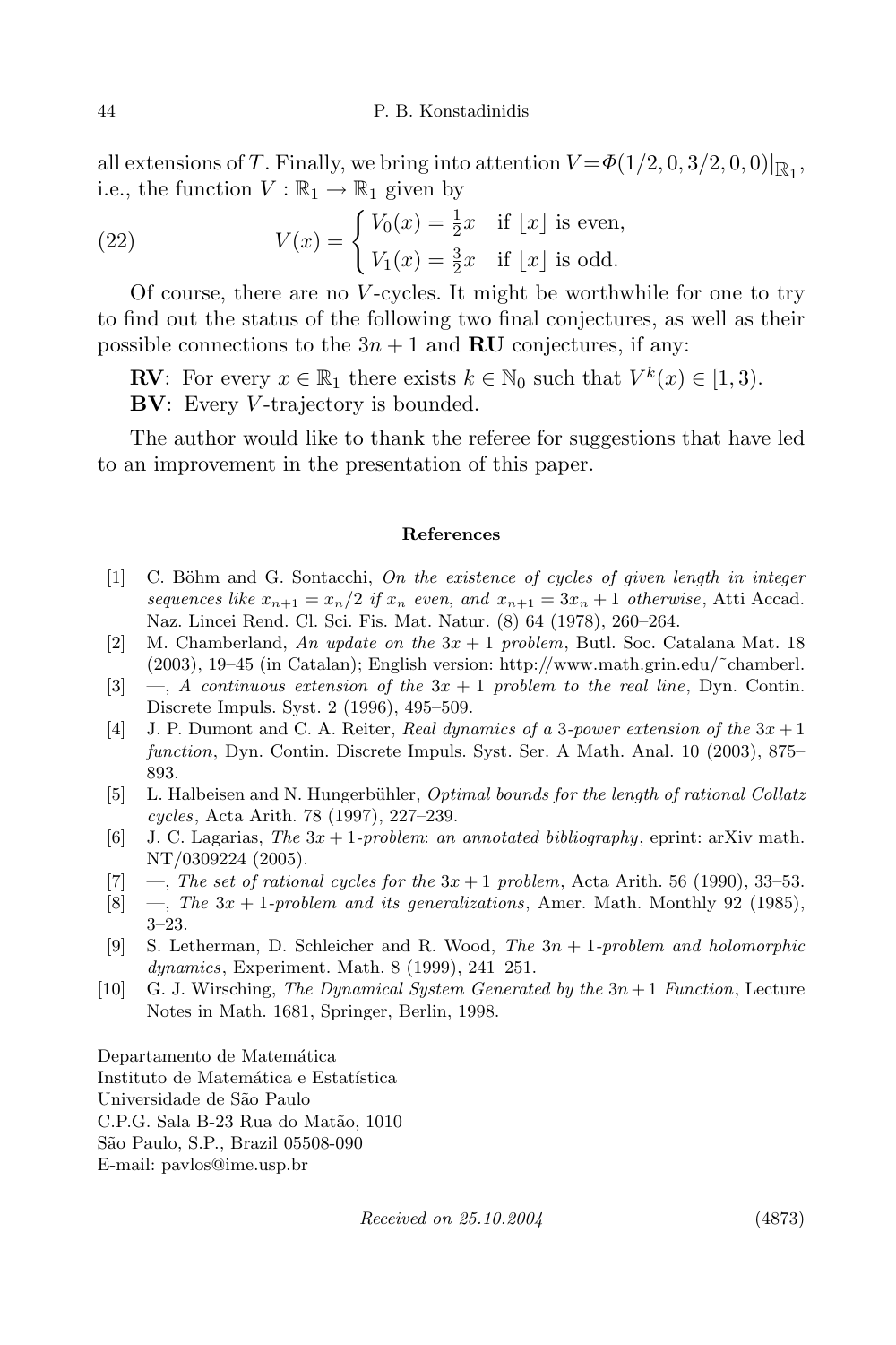all extensions of $T$. Finally, we bring into attention $V = \Phi(1/2, 0, 3/2, 0, 0)|_{\mathbb{R}_1}$, i.e., the function $V : \mathbb{R}_1 \to \mathbb{R}_1$ given by

$$V(x) = \begin{cases} V_0(x) = \frac{1}{2}x & \text{if } \lfloor x \rfloor \text{ is even,} \\ V_1(x) = \frac{3}{2}x & \text{if } \lfloor x \rfloor \text{ is odd.} \end{cases} \tag{22}$$

Of course, there are no $V$-cycles. It might be worthwhile for one to try to find out the status of the following two final conjectures, as well as their possible connections to the $3n+1$ and **RU** conjectures, if any:

**RV**: For every $x \in \mathbb{R}_1$ there exists $k \in \mathbb{N}_0$ such that $V^k(x) \in [1, 3)$.

**BV**: Every $V$-trajectory is bounded.

The author would like to thank the referee for suggestions that have led to an improvement in the presentation of this paper.

### References

[1] C. Böhm and G. Sontacchi, *On the existence of cycles of given length in integer sequences like $x_{n+1} = x_n/2$ if $x_n$ even, and $x_{n+1} = 3x_n + 1$ otherwise*, Atti Accad. Naz. Lincei Rend. Cl. Sci. Fis. Mat. Natur. (8) 64 (1978), 260–264.

[2] M. Chamberland, *An update on the $3x + 1$ problem*, Butl. Soc. Catalana Mat. 18 (2003), 19–45 (in Catalan); English version: http://www.math.grin.edu/~chamberl.

[3] —, *A continuous extension of the $3x + 1$ problem to the real line*, Dyn. Contin. Discrete Impuls. Syst. 2 (1996), 495–509.

[4] J. P. Dumont and C. A. Reiter, *Real dynamics of a 3-power extension of the $3x+1$ function*, Dyn. Contin. Discrete Impuls. Syst. Ser. A Math. Anal. 10 (2003), 875–893.

[5] L. Halbeisen and N. Hungerbühler, *Optimal bounds for the length of rational Collatz cycles*, Acta Arith. 78 (1997), 227–239.

[6] J. C. Lagarias, *The $3x + 1$-problem: an annotated bibliography*, eprint: arXiv math. NT/0309224 (2005).

[7] —, *The set of rational cycles for the $3x + 1$ problem*, Acta Arith. 56 (1990), 33–53.

[8] —, *The $3x + 1$-problem and its generalizations*, Amer. Math. Monthly 92 (1985), 3–23.

[9] S. Letherman, D. Schleicher and R. Wood, *The $3n + 1$-problem and holomorphic dynamics*, Experiment. Math. 8 (1999), 241–251.

[10] G. J. Wirsching, *The Dynamical System Generated by the $3n+1$ Function*, Lecture Notes in Math. 1681, Springer, Berlin, 1998.

Departamento de Matemática
Instituto de Matemática e Estatística
Universidade de São Paulo
C.P.G. Sala B-23 Rua do Matão, 1010
São Paulo, S.P., Brazil 05508-090
E-mail: pavlos@ime.usp.br

*Received on 25.10.2004* (4873)